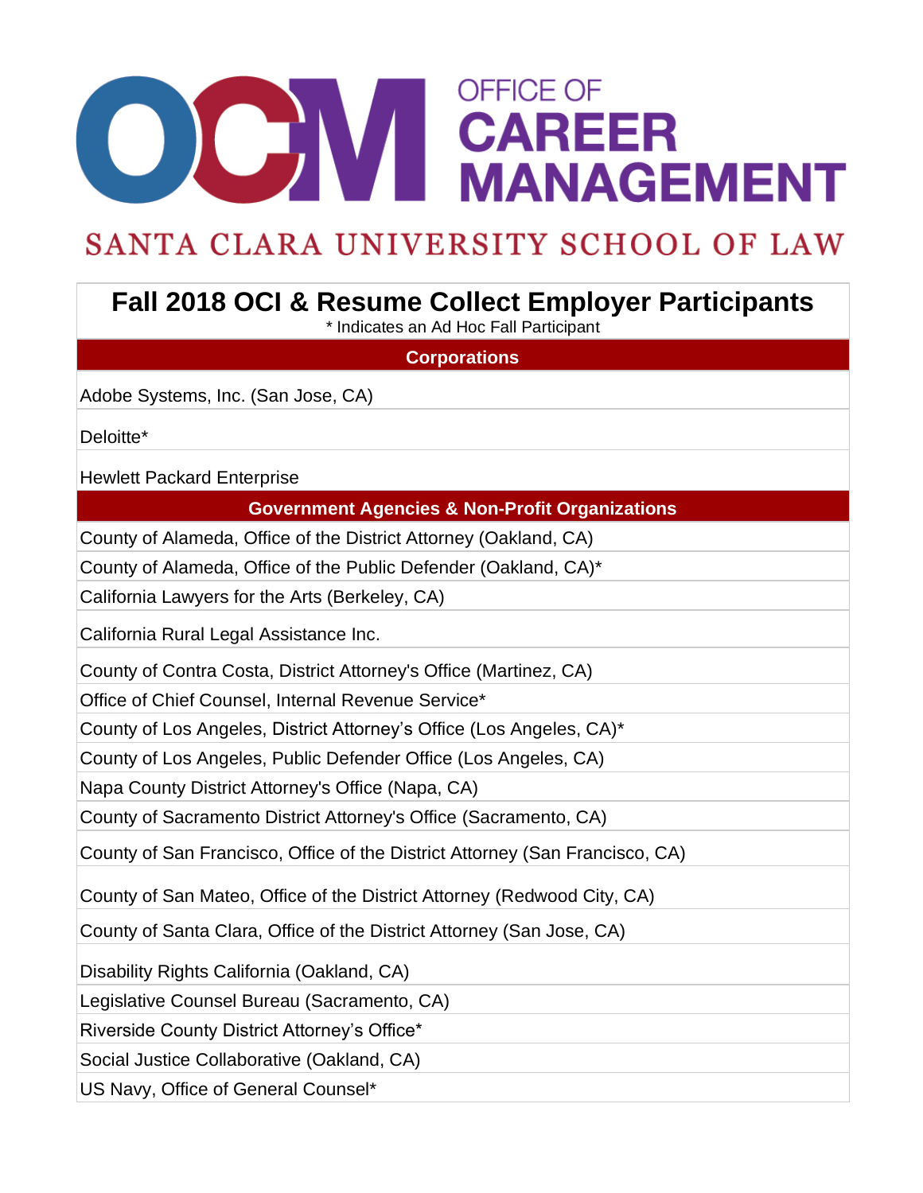OFFICE OF CAREER MANAGEMENT

SANTA CLARA UNIVERSITY SCHOOL OF LAW

# Fall 2018 OCI & Resume Collect Employer Participants

* Indicates an Ad Hoc Fall Participant

## Corporations

Adobe Systems, Inc. (San Jose, CA)

Deloitte*

Hewlett Packard Enterprise

## Government Agencies & Non-Profit Organizations

County of Alameda, Office of the District Attorney (Oakland, CA)

County of Alameda, Office of the Public Defender (Oakland, CA)*

California Lawyers for the Arts (Berkeley, CA)

California Rural Legal Assistance Inc.

County of Contra Costa, District Attorney's Office (Martinez, CA)

Office of Chief Counsel, Internal Revenue Service*

County of Los Angeles, District Attorney's Office (Los Angeles, CA)*

County of Los Angeles, Public Defender Office (Los Angeles, CA)

Napa County District Attorney's Office (Napa, CA)

County of Sacramento District Attorney's Office (Sacramento, CA)

County of San Francisco, Office of the District Attorney (San Francisco, CA)

County of San Mateo, Office of the District Attorney (Redwood City, CA)

County of Santa Clara, Office of the District Attorney (San Jose, CA)

Disability Rights California (Oakland, CA)

Legislative Counsel Bureau (Sacramento, CA)

Riverside County District Attorney's Office*

Social Justice Collaborative (Oakland, CA)

US Navy, Office of General Counsel*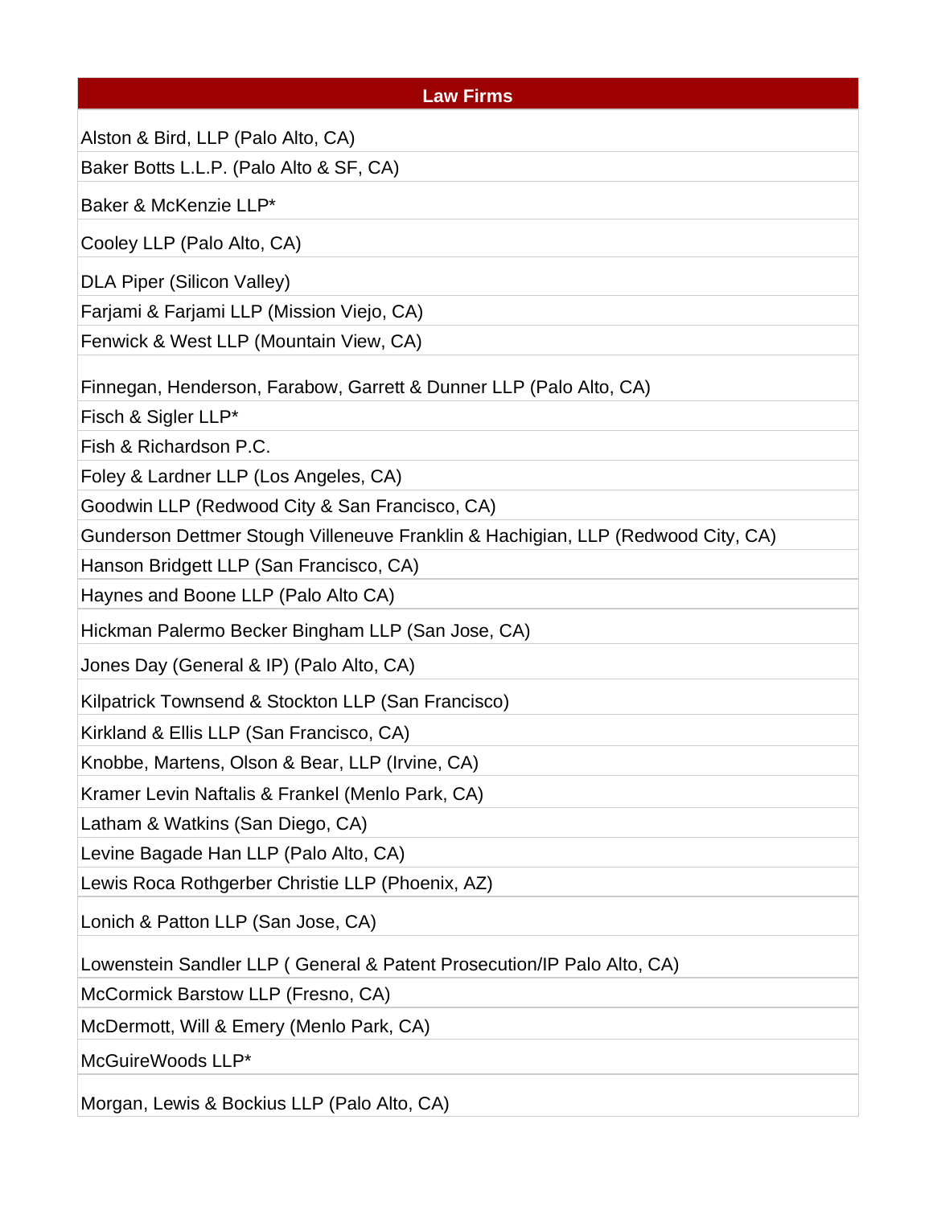| Law Firms |
| --- |
| Alston & Bird, LLP (Palo Alto, CA) |
| Baker Botts L.L.P. (Palo Alto & SF, CA) |
| Baker & McKenzie LLP* |
| Cooley LLP (Palo Alto, CA) |
| DLA Piper (Silicon Valley) |
| Farjami & Farjami LLP (Mission Viejo, CA) |
| Fenwick & West LLP (Mountain View, CA) |
| Finnegan, Henderson, Farabow, Garrett & Dunner LLP (Palo Alto, CA) |
| Fisch & Sigler LLP* |
| Fish & Richardson P.C. |
| Foley & Lardner LLP (Los Angeles, CA) |
| Goodwin LLP (Redwood City & San Francisco, CA) |
| Gunderson Dettmer Stough Villeneuve Franklin & Hachigian, LLP (Redwood City, CA) |
| Hanson Bridgett LLP (San Francisco, CA) |
| Haynes and Boone LLP (Palo Alto CA) |
| Hickman Palermo Becker Bingham LLP (San Jose, CA) |
| Jones Day (General & IP) (Palo Alto, CA) |
| Kilpatrick Townsend & Stockton LLP (San Francisco) |
| Kirkland & Ellis LLP (San Francisco, CA) |
| Knobbe, Martens, Olson & Bear, LLP (Irvine, CA) |
| Kramer Levin Naftalis & Frankel (Menlo Park, CA) |
| Latham & Watkins (San Diego, CA) |
| Levine Bagade Han LLP (Palo Alto, CA) |
| Lewis Roca Rothgerber Christie LLP (Phoenix, AZ) |
| Lonich & Patton LLP (San Jose, CA) |
| Lowenstein Sandler LLP ( General & Patent Prosecution/IP Palo Alto, CA) |
| McCormick Barstow LLP (Fresno, CA) |
| McDermott, Will & Emery (Menlo Park, CA) |
| McGuireWoods LLP* |
| Morgan, Lewis & Bockius LLP (Palo Alto, CA) |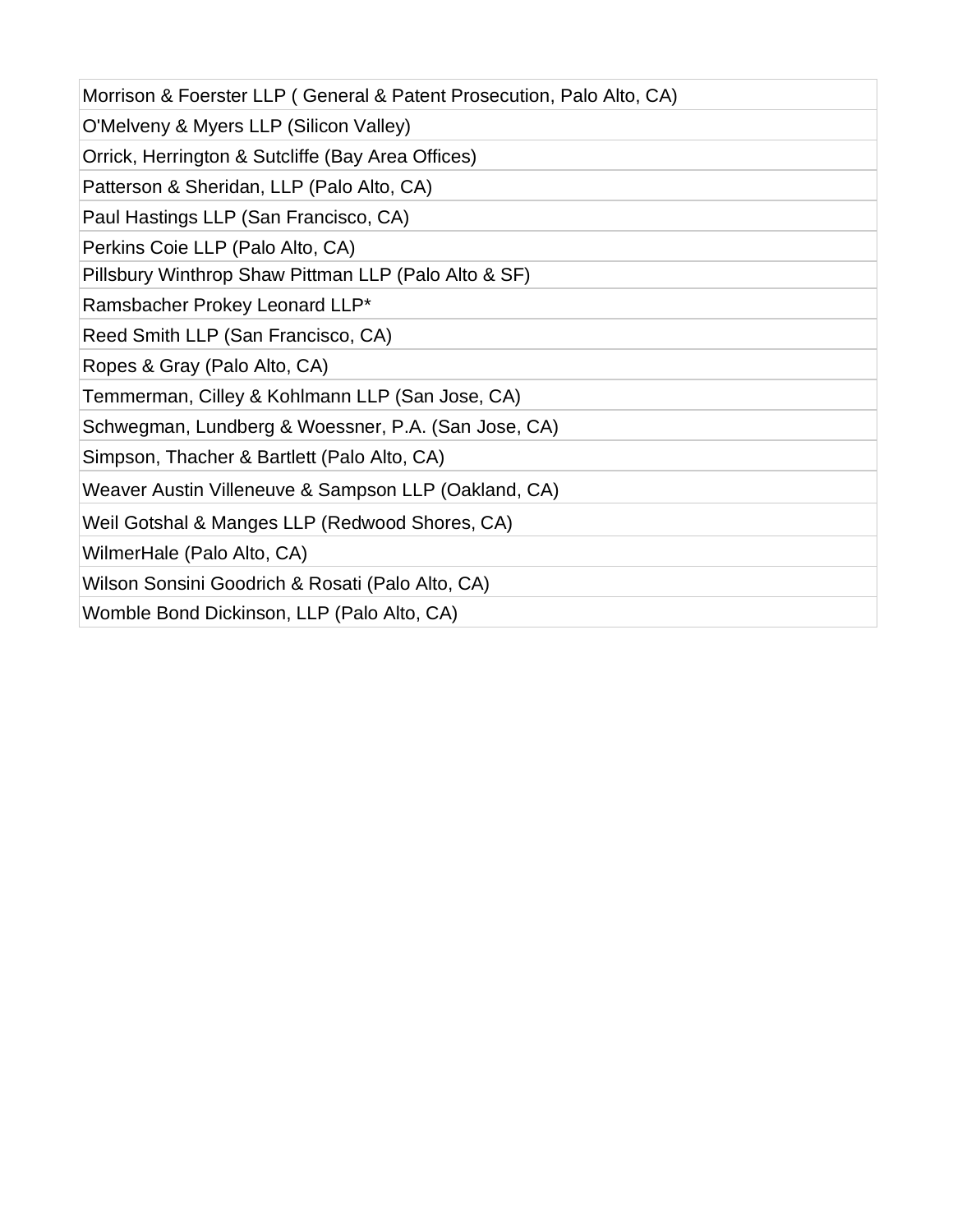| |
|---|
| Morrison & Foerster LLP ( General & Patent Prosecution, Palo Alto, CA) |
| O'Melveny & Myers LLP (Silicon Valley) |
| Orrick, Herrington & Sutcliffe (Bay Area Offices) |
| Patterson & Sheridan, LLP (Palo Alto, CA) |
| Paul Hastings LLP (San Francisco, CA) |
| Perkins Coie LLP (Palo Alto, CA) |
| Pillsbury Winthrop Shaw Pittman LLP (Palo Alto & SF) |
| Ramsbacher Prokey Leonard LLP* |
| Reed Smith LLP (San Francisco, CA) |
| Ropes & Gray (Palo Alto, CA) |
| Temmerman, Cilley & Kohlmann LLP (San Jose, CA) |
| Schwegman, Lundberg & Woessner, P.A. (San Jose, CA) |
| Simpson, Thacher & Bartlett (Palo Alto, CA) |
| Weaver Austin Villeneuve & Sampson LLP (Oakland, CA) |
| Weil Gotshal & Manges LLP (Redwood Shores, CA) |
| WilmerHale (Palo Alto, CA) |
| Wilson Sonsini Goodrich & Rosati (Palo Alto, CA) |
| Womble Bond Dickinson, LLP (Palo Alto, CA) |